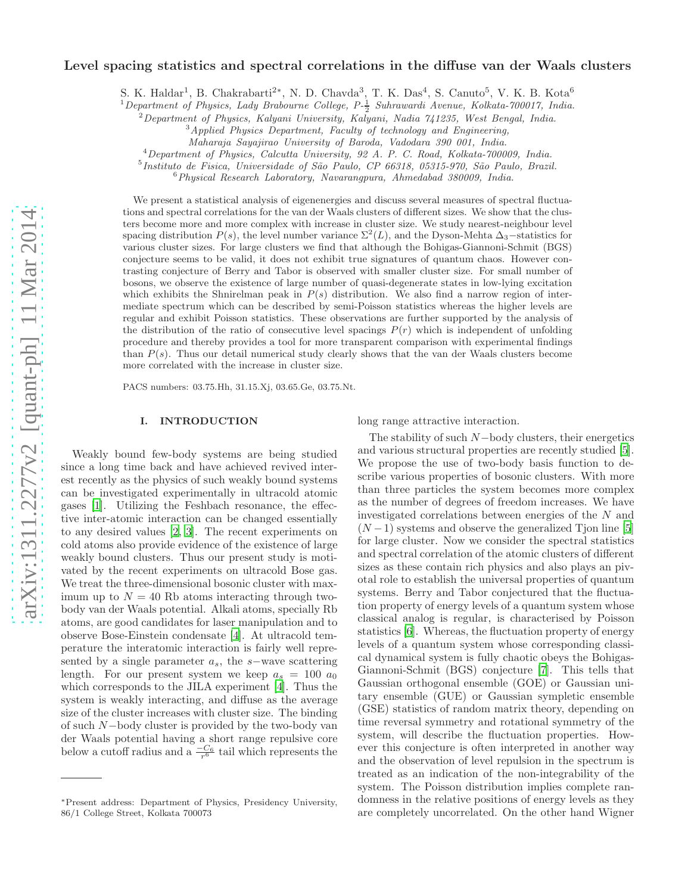# Level spacing statistics and spectral correlations in the diffuse van der Waals clusters

S. K. Haldar[1], B. Chakrabarti[2*], N. D. Chavda[3], T. K. Das[4], S. Canuto[5], V. K. B. Kota[6]

[1]Department of Physics, Lady Brabourne College, P-$\frac{1}{2}$ Suhrawardi Avenue, Kolkata-700017, India.
[2]Department of Physics, Kalyani University, Kalyani, Nadia 741235, West Bengal, India.
[3]Applied Physics Department, Faculty of technology and Engineering, Maharaja Sayajirao University of Baroda, Vadodara 390 001, India.
[4]Department of Physics, Calcutta University, 92 A. P. C. Road, Kolkata-700009, India.
[5]Instituto de Fisica, Universidade of São Paulo, CP 66318, 05315-970, São Paulo, Brazil.
[6]Physical Research Laboratory, Navarangpura, Ahmedabad 380009, India.

We present a statistical analysis of eigenenergies and discuss several measures of spectral fluctuations and spectral correlations for the van der Waals clusters of different sizes. We show that the clusters become more and more complex with increase in cluster size. We study nearest-neighbour level spacing distribution $P(s)$, the level number variance $\Sigma^2(L)$, and the Dyson-Mehta $\Delta_3-$statistics for various cluster sizes. For large clusters we find that although the Bohigas-Giannoni-Schmit (BGS) conjecture seems to be valid, it does not exhibit true signatures of quantum chaos. However contrasting conjecture of Berry and Tabor is observed with smaller cluster size. For small number of bosons, we observe the existence of large number of quasi-degenerate states in low-lying excitation which exhibits the Shnirelman peak in $P(s)$ distribution. We also find a narrow region of intermediate spectrum which can be described by semi-Poisson statistics whereas the higher levels are regular and exhibit Poisson statistics. These observations are further supported by the analysis of the distribution of the ratio of consecutive level spacings $P(r)$ which is independent of unfolding procedure and thereby provides a tool for more transparent comparison with experimental findings than $P(s)$. Thus our detail numerical study clearly shows that the van der Waals clusters become more correlated with the increase in cluster size.

PACS numbers: 03.75.Hh, 31.15.Xj, 03.65.Ge, 03.75.Nt.

## I. INTRODUCTION

Weakly bound few-body systems are being studied since a long time back and have achieved revived interest recently as the physics of such weakly bound systems can be investigated experimentally in ultracold atomic gases [1]. Utilizing the Feshbach resonance, the effective inter-atomic interaction can be changed essentially to any desired values [2, 3]. The recent experiments on cold atoms also provide evidence of the existence of large weakly bound clusters. Thus our present study is motivated by the recent experiments on ultracold Bose gas. We treat the three-dimensional bosonic cluster with maximum up to $N = 40$ Rb atoms interacting through two-body van der Waals potential. Alkali atoms, specially Rb atoms, are good candidates for laser manipulation and to observe Bose-Einstein condensate [4]. At ultracold temperature the interatomic interaction is fairly well represented by a single parameter $a_s$, the $s-$wave scattering length. For our present system we keep $a_s = 100\ a_0$ which corresponds to the JILA experiment [4]. Thus the system is weakly interacting, and diffuse as the average size of the cluster increases with cluster size. The binding of such $N-$body cluster is provided by the two-body van der Waals potential having a short range repulsive core below a cutoff radius and a $\frac{-C_6}{r^6}$ tail which represents the long range attractive interaction.

The stability of such $N-$body clusters, their energetics and various structural properties are recently studied [5]. We propose the use of two-body basis function to describe various properties of bosonic clusters. With more than three particles the system becomes more complex as the number of degrees of freedom increases. We have investigated correlations between energies of the $N$ and $(N-1)$ systems and observe the generalized Tjon line [5] for large cluster. Now we consider the spectral statistics and spectral correlation of the atomic clusters of different sizes as these contain rich physics and also plays an pivotal role to establish the universal properties of quantum systems. Berry and Tabor conjectured that the fluctuation property of energy levels of a quantum system whose classical analog is regular, is characterised by Poisson statistics [6]. Whereas, the fluctuation property of energy levels of a quantum system whose corresponding classical dynamical system is fully chaotic obeys the Bohigas-Giannoni-Schmit (BGS) conjecture [7]. This tells that Gaussian orthogonal ensemble (GOE) or Gaussian unitary ensemble (GUE) or Gaussian sympletic ensemble (GSE) statistics of random matrix theory, depending on time reversal symmetry and rotational symmetry of the system, will describe the fluctuation properties. However this conjecture is often interpreted in another way and the observation of level repulsion in the spectrum is treated as an indication of the non-integrability of the system. The Poisson distribution implies complete randomness in the relative positions of energy levels as they are completely uncorrelated. On the other hand Wigner

*Present address: Department of Physics, Presidency University, 86/1 College Street, Kolkata 700073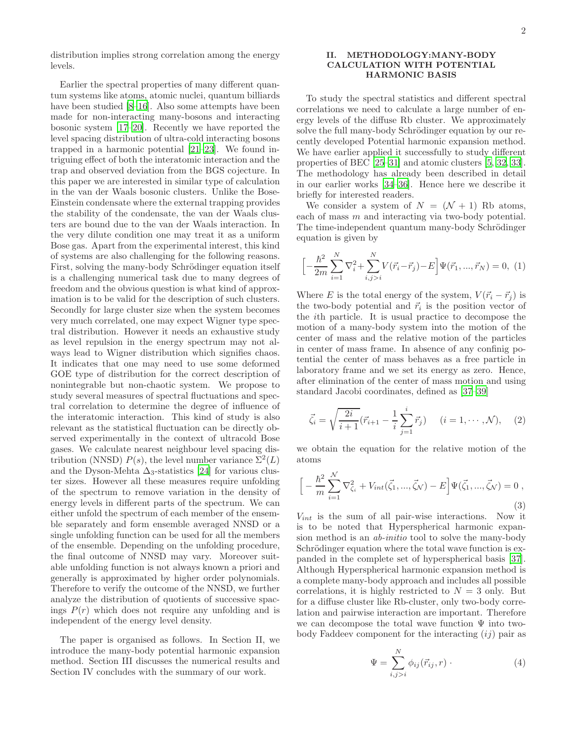distribution implies strong correlation among the energy levels.

Earlier the spectral properties of many different quantum systems like atoms, atomic nuclei, quantum billiards have been studied [8–16]. Also some attempts have been made for non-interacting many-bosons and interacting bosonic system [17–20]. Recently we have reported the level spacing distribution of ultra-cold interacting bosons trapped in a harmonic potential [21–23]. We found intriguing effect of both the interatomic interaction and the trap and observed deviation from the BGS cojecture. In this paper we are interested in similar type of calculation in the van der Waals bosonic clusters. Unlike the Bose-Einstein condensate where the external trapping provides the stability of the condensate, the van der Waals clusters are bound due to the van der Waals interaction. In the very dilute condition one may treat it as a uniform Bose gas. Apart from the experimental interest, this kind of systems are also challenging for the following reasons. First, solving the many-body Schrödinger equation itself is a challenging numerical task due to many degrees of freedom and the obvious question is what kind of approximation is to be valid for the description of such clusters. Secondly for large cluster size when the system becomes very much correlated, one may expect Wigner type spectral distribution. However it needs an exhaustive study as level repulsion in the energy spectrum may not always lead to Wigner distribution which signifies chaos. It indicates that one may need to use some deformed GOE type of distribution for the correct description of nonintegrable but non-chaotic system. We propose to study several measures of spectral fluctuations and spectral correlation to determine the degree of influence of the interatomic interaction. This kind of study is also relevant as the statistical fluctuation can be directly observed experimentally in the context of ultracold Bose gases. We calculate nearest neighbour level spacing distribution (NNSD) $P(s)$, the level number variance $\Sigma^2(L)$ and the Dyson-Mehta $\Delta_3$-statistics [24] for various cluster sizes. However all these measures require unfolding of the spectrum to remove variation in the density of energy levels in different parts of the spectrum. We can either unfold the spectrum of each member of the ensemble separately and form ensemble averaged NNSD or a single unfolding function can be used for all the members of the ensemble. Depending on the unfolding procedure, the final outcome of NNSD may vary. Moreover suitable unfolding function is not always known a priori and generally is approximated by higher order polynomials. Therefore to verify the outcome of the NNSD, we further analyze the distribution of quotients of successive spacings $P(r)$ which does not require any unfolding and is independent of the energy level density.

The paper is organised as follows. In Section II, we introduce the many-body potential harmonic expansion method. Section III discusses the numerical results and Section IV concludes with the summary of our work.

## II. METHODOLOGY:MANY-BODY CALCULATION WITH POTENTIAL HARMONIC BASIS

To study the spectral statistics and different spectral correlations we need to calculate a large number of energy levels of the diffuse Rb cluster. We approximately solve the full many-body Schrödinger equation by our recently developed Potential harmonic expansion method. We have earlier applied it successfully to study different properties of BEC [25–31] and atomic clusters [5, 32, 33]. The methodology has already been described in detail in our earlier works [34–36]. Hence here we describe it briefly for interested readers.

We consider a system of $N = (\mathcal{N}+1)$ Rb atoms, each of mass $m$ and interacting via two-body potential. The time-independent quantum many-body Schrödinger equation is given by

$$\Big[-\frac{\hbar^2}{2m}\sum_{i=1}^{N}\nabla_i^2+\sum_{i,j>i}^{N}V(\vec{r}_i-\vec{r}_j)-E\Big]\Psi(\vec{r}_1,...,\vec{r}_N)=0, \quad (1)$$

Where $E$ is the total energy of the system, $V(\vec{r}_i-\vec{r}_j)$ is the two-body potential and $\vec{r}_i$ is the position vector of the $i$th particle. It is usual practice to decompose the motion of a many-body system into the motion of the center of mass and the relative motion of the particles in center of mass frame. In absence of any confinig potential the center of mass behaves as a free particle in laboratory frame and we set its energy as zero. Hence, after elimination of the center of mass motion and using standard Jacobi coordinates, defined as [37–39]

$$\vec{\zeta}_i=\sqrt{\frac{2i}{i+1}}(\vec{r}_{i+1}-\frac{1}{i}\sum_{j=1}^{i}\vec{r}_j) \qquad (i=1,\cdots,\mathcal{N}), \quad (2)$$

we obtain the equation for the relative motion of the atoms

$$\Big[-\frac{\hbar^2}{m}\sum_{i=1}^{\mathcal{N}}\nabla_{\zeta_i}^2+V_{int}(\vec{\zeta}_1,...,\vec{\zeta}_{\mathcal{N}})-E\Big]\Psi(\vec{\zeta}_1,...,\vec{\zeta}_{\mathcal{N}})=0\;, \quad (3)$$

$V_{int}$ is the sum of all pair-wise interactions. Now it is to be noted that Hyperspherical harmonic expansion method is an *ab-initio* tool to solve the many-body Schrödinger equation where the total wave function is expanded in the complete set of hyperspherical basis [37]. Although Hyperspherical harmonic expansion method is a complete many-body approach and includes all possible correlations, it is highly restricted to $N = 3$ only. But for a diffuse cluster like Rb-cluster, only two-body correlation and pairwise interaction are important. Therefore we can decompose the total wave function $\Psi$ into two-body Faddeev component for the interacting $(ij)$ pair as

$$\Psi=\sum_{i,j>i}^{N}\phi_{ij}(\vec{r}_{ij},r)\;. \quad (4)$$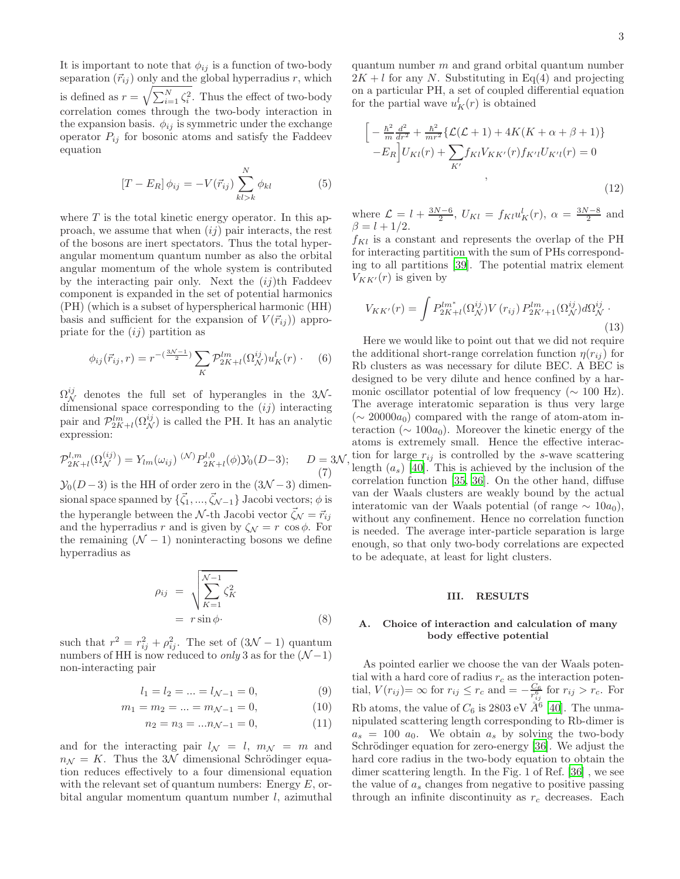It is important to note that $\phi_{ij}$ is a function of two-body separation ($\vec{r}_{ij}$) only and the global hyperradius $r$, which is defined as $r = \sqrt{\sum_{i=1}^{N} \zeta_i^2}$. Thus the effect of two-body correlation comes through the two-body interaction in the expansion basis. $\phi_{ij}$ is symmetric under the exchange operator $P_{ij}$ for bosonic atoms and satisfy the Faddeev equation

$$[T - E_R]\,\phi_{ij} = -V(\vec{r}_{ij}) \sum_{kl>k}^{N} \phi_{kl} \tag{5}$$

where $T$ is the total kinetic energy operator. In this approach, we assume that when $(ij)$ pair interacts, the rest of the bosons are inert spectators. Thus the total hyperangular momentum quantum number as also the orbital angular momentum of the whole system is contributed by the interacting pair only. Next the $(ij)$th Faddeev component is expanded in the set of potential harmonics (PH) (which is a subset of hyperspherical harmonic (HH) basis and sufficient for the expansion of $V(\vec{r}_{ij})$) appropriate for the $(ij)$ partition as

$$\phi_{ij}(\vec{r}_{ij}, r) = r^{-(\frac{3\mathcal{N}-1}{2})} \sum_{K} \mathcal{P}_{2K+l}^{lm}(\Omega_{\mathcal{N}}^{ij}) u_K^l(r) \cdot \tag{6}$$

$\Omega_{\mathcal{N}}^{ij}$ denotes the full set of hyperangles in the $3\mathcal{N}$-dimensional space corresponding to the $(ij)$ interacting pair and $\mathcal{P}_{2K+l}^{lm}(\Omega_{\mathcal{N}}^{ij})$ is called the PH. It has an analytic expression:

$$\mathcal{P}_{2K+l}^{l,m}(\Omega_{\mathcal{N}}^{(ij)}) = Y_{lm}(\omega_{ij})\ ^{(\mathcal{N})}P_{2K+l}^{l,0}(\phi)\mathcal{Y}_0(D-3); \qquad D = 3\mathcal{N}, \tag{7}$$

$\mathcal{Y}_0(D-3)$ is the HH of order zero in the $(3\mathcal{N}-3)$ dimensional space spanned by $\{\vec{\zeta}_1, ..., \vec{\zeta}_{\mathcal{N}-1}\}$ Jacobi vectors; $\phi$ is the hyperangle between the $\mathcal{N}$-th Jacobi vector $\vec{\zeta}_{\mathcal{N}} = \vec{r}_{ij}$ and the hyperradius $r$ and is given by $\zeta_{\mathcal{N}} = r\,\cos\phi$. For the remaining $(\mathcal{N}-1)$ noninteracting bosons we define hyperradius as

$$\begin{aligned} \rho_{ij} &= \sqrt{\sum_{K=1}^{\mathcal{N}-1} \zeta_K^2} \\ &= r \sin\phi \cdot \end{aligned} \tag{8}$$

such that $r^2 = r_{ij}^2 + \rho_{ij}^2$. The set of $(3\mathcal{N}-1)$ quantum numbers of HH is now reduced to *only* 3 as for the $(\mathcal{N}-1)$ non-interacting pair

$$l_1 = l_2 = ... = l_{\mathcal{N}-1} = 0, \tag{9}$$

$$m_1 = m_2 = ... = m_{\mathcal{N}-1} = 0, \tag{10}$$

$$n_2 = n_3 = ... n_{\mathcal{N}-1} = 0, \tag{11}$$

and for the interacting pair $l_{\mathcal{N}} = l$, $m_{\mathcal{N}} = m$ and $n_{\mathcal{N}} = K$. Thus the $3\mathcal{N}$ dimensional Schrödinger equation reduces effectively to a four dimensional equation with the relevant set of quantum numbers: Energy $E$, orbital angular momentum quantum number $l$, azimuthal quantum number $m$ and grand orbital quantum number $2K + l$ for any $N$. Substituting in Eq(4) and projecting on a particular PH, a set of coupled differential equation for the partial wave $u_K^l(r)$ is obtained

$$\begin{aligned} \Big[ &-\tfrac{\hbar^2}{m}\tfrac{d^2}{dr^2} + \tfrac{\hbar^2}{mr^2}\{\mathcal{L}(\mathcal{L}+1) + 4K(K+\alpha+\beta+1)\} \\ &-E_R\Big] U_{Kl}(r) + \sum_{K'} f_{Kl} V_{KK'}(r) f_{K'l} U_{K'l}(r) = 0 \\ &, \end{aligned} \tag{12}$$

where $\mathcal{L} = l + \frac{3N-6}{2}$, $U_{Kl} = f_{Kl} u_K^l(r)$, $\alpha = \frac{3N-8}{2}$ and $\beta = l + 1/2$.

$f_{Kl}$ is a constant and represents the overlap of the PH for interacting partition with the sum of PHs corresponding to all partitions [39]. The potential matrix element $V_{KK'}(r)$ is given by

$$V_{KK'}(r) = \int P_{2K+l}^{lm^*}(\Omega_{\mathcal{N}}^{ij}) V(r_{ij})\, P_{2K'+1}^{lm}(\Omega_{\mathcal{N}}^{ij}) d\Omega_{\mathcal{N}}^{ij} \cdot \tag{13}$$

Here we would like to point out that we did not require the additional short-range correlation function $\eta(r_{ij})$ for Rb clusters as was necessary for dilute BEC. A BEC is designed to be very dilute and hence confined by a harmonic oscillator potential of low frequency ($\sim 100$ Hz). The average interatomic separation is thus very large ($\sim 20000 a_0$) compared with the range of atom-atom interaction ($\sim 100 a_0$). Moreover the kinetic energy of the atoms is extremely small. Hence the effective interaction for large $r_{ij}$ is controlled by the $s$-wave scattering length ($a_s$) [40]. This is achieved by the inclusion of the correlation function [35, 36]. On the other hand, diffuse van der Waals clusters are weakly bound by the actual interatomic van der Waals potential (of range $\sim 10 a_0$), without any confinement. Hence no correlation function is needed. The average inter-particle separation is large enough, so that only two-body correlations are expected to be adequate, at least for light clusters.

## III. RESULTS

### A. Choice of interaction and calculation of many body effective potential

As pointed earlier we choose the van der Waals potential with a hard core of radius $r_c$ as the interaction potential, $V(r_{ij}) = \infty$ for $r_{ij} \leq r_c$ and $= -\frac{C_6}{r_{ij}^6}$ for $r_{ij} > r_c$. For Rb atoms, the value of $C_6$ is 2803 eV $\AA^6$ [40]. The unmanipulated scattering length corresponding to Rb-dimer is $a_s = 100\ a_0$. We obtain $a_s$ by solving the two-body Schrödinger equation for zero-energy [36]. We adjust the hard core radius in the two-body equation to obtain the dimer scattering length. In the Fig. 1 of Ref. [36], we see the value of $a_s$ changes from negative to positive passing through an infinite discontinuity as $r_c$ decreases. Each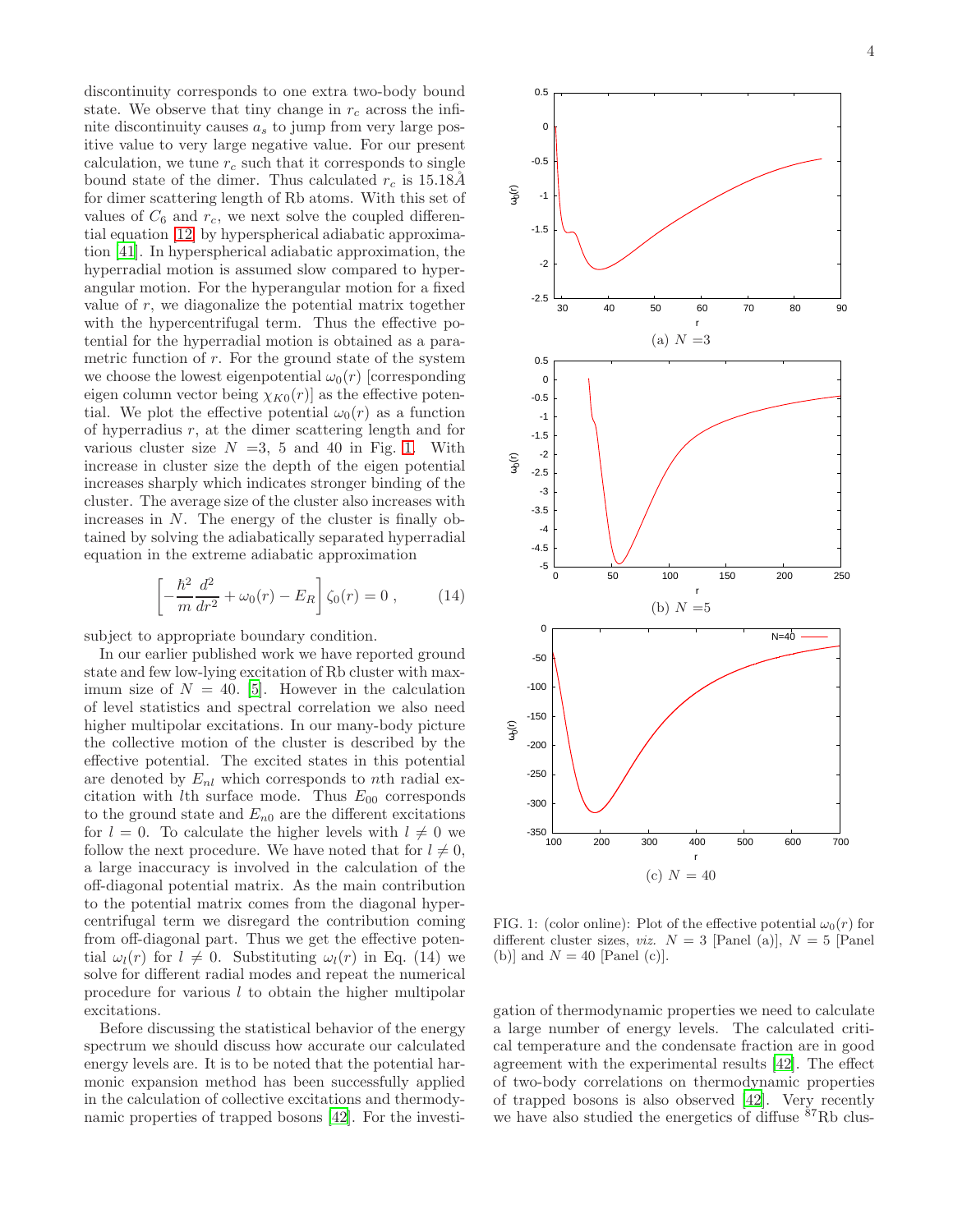discontinuity corresponds to one extra two-body bound state. We observe that tiny change in $r_c$ across the infinite discontinuity causes $a_s$ to jump from very large positive value to very large negative value. For our present calculation, we tune $r_c$ such that it corresponds to single bound state of the dimer. Thus calculated $r_c$ is $15.18\AA$ for dimer scattering length of Rb atoms. With this set of values of $C_6$ and $r_c$, we next solve the coupled differential equation [12] by hyperspherical adiabatic approximation [41]. In hyperspherical adiabatic approximation, the hyperradial motion is assumed slow compared to hyperangular motion. For the hyperangular motion for a fixed value of $r$, we diagonalize the potential matrix together with the hypercentrifugal term. Thus the effective potential for the hyperradial motion is obtained as a parametric function of $r$. For the ground state of the system we choose the lowest eigenpotential $\omega_0(r)$ [corresponding eigen column vector being $\chi_{K0}(r)$] as the effective potential. We plot the effective potential $\omega_0(r)$ as a function of hyperradius $r$, at the dimer scattering length and for various cluster size $N$ =3, 5 and 40 in Fig. 1. With increase in cluster size the depth of the eigen potential increases sharply which indicates stronger binding of the cluster. The average size of the cluster also increases with increases in $N$. The energy of the cluster is finally obtained by solving the adiabatically separated hyperradial equation in the extreme adiabatic approximation

$$\left[-\frac{\hbar^2}{m}\frac{d^2}{dr^2} + \omega_0(r) - E_R\right]\zeta_0(r) = 0\,, \qquad (14)$$

subject to appropriate boundary condition.

In our earlier published work we have reported ground state and few low-lying excitation of Rb cluster with maximum size of $N = 40$. [5]. However in the calculation of level statistics and spectral correlation we also need higher multipolar excitations. In our many-body picture the collective motion of the cluster is described by the effective potential. The excited states in this potential are denoted by $E_{nl}$ which corresponds to $n$th radial excitation with $l$th surface mode. Thus $E_{00}$ corresponds to the ground state and $E_{n0}$ are the different excitations for $l = 0$. To calculate the higher levels with $l \neq 0$ we follow the next procedure. We have noted that for $l \neq 0$, a large inaccuracy is involved in the calculation of the off-diagonal potential matrix. As the main contribution to the potential matrix comes from the diagonal hypercentrifugal term we disregard the contribution coming from off-diagonal part. Thus we get the effective potential $\omega_l(r)$ for $l \neq 0$. Substituting $\omega_l(r)$ in Eq. (14) we solve for different radial modes and repeat the numerical procedure for various $l$ to obtain the higher multipolar excitations.

Before discussing the statistical behavior of the energy spectrum we should discuss how accurate our calculated energy levels are. It is to be noted that the potential harmonic expansion method has been successfully applied in the calculation of collective excitations and thermodynamic properties of trapped bosons [42]. For the investigation of thermodynamic properties we need to calculate a large number of energy levels. The calculated critical temperature and the condensate fraction are in good agreement with the experimental results [42]. The effect of two-body correlations on thermodynamic properties of trapped bosons is also observed [42]. Very recently we have also studied the energetics of diffuse $^{87}$Rb clus-

(a) $N$ =3

(b) $N$ =5

(c) $N$ = 40

FIG. 1: (color online): Plot of the effective potential $\omega_0(r)$ for different cluster sizes, *viz.* $N$ = 3 [Panel (a)], $N$ = 5 [Panel (b)] and $N$ = 40 [Panel (c)].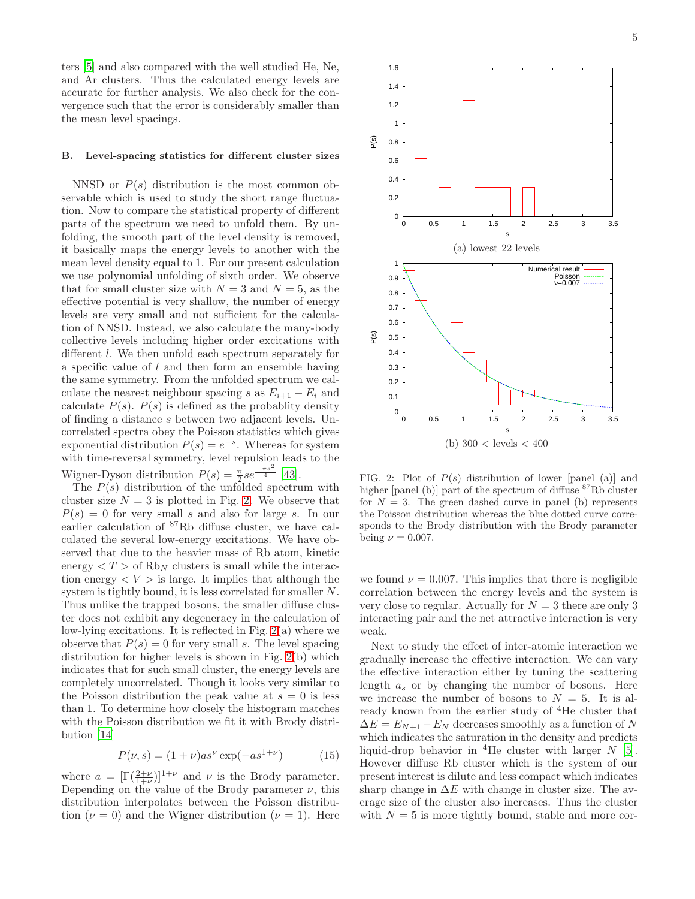ters [5] and also compared with the well studied He, Ne, and Ar clusters. Thus the calculated energy levels are accurate for further analysis. We also check for the convergence such that the error is considerably smaller than the mean level spacings.

### B. Level-spacing statistics for different cluster sizes

NNSD or $P(s)$ distribution is the most common observable which is used to study the short range fluctuation. Now to compare the statistical property of different parts of the spectrum we need to unfold them. By unfolding, the smooth part of the level density is removed, it basically maps the energy levels to another with the mean level density equal to 1. For our present calculation we use polynomial unfolding of sixth order. We observe that for small cluster size with $N = 3$ and $N = 5$, as the effective potential is very shallow, the number of energy levels are very small and not sufficient for the calculation of NNSD. Instead, we also calculate the many-body collective levels including higher order excitations with different $l$. We then unfold each spectrum separately for a specific value of $l$ and then form an ensemble having the same symmetry. From the unfolded spectrum we calculate the nearest neighbour spacing $s$ as $E_{i+1} - E_i$ and calculate $P(s)$. $P(s)$ is defined as the probablity density of finding a distance $s$ between two adjacent levels. Uncorrelated spectra obey the Poisson statistics which gives exponential distribution $P(s) = e^{-s}$. Whereas for system with time-reversal symmetry, level repulsion leads to the Wigner-Dyson distribution $P(s) = \frac{\pi}{2} s e^{\frac{-\pi s^2}{4}}$ [43].

The $P(s)$ distribution of the unfolded spectrum with cluster size $N = 3$ is plotted in Fig. 2. We observe that $P(s) = 0$ for very small $s$ and also for large $s$. In our earlier calculation of $^{87}$Rb diffuse cluster, we have calculated the several low-energy excitations. We have observed that due to the heavier mass of Rb atom, kinetic energy $< T >$ of Rb$_N$ clusters is small while the interaction energy $< V >$ is large. It implies that although the system is tightly bound, it is less correlated for smaller $N$. Thus unlike the trapped bosons, the smaller diffuse cluster does not exhibit any degeneracy in the calculation of low-lying excitations. It is reflected in Fig. 2(a) where we observe that $P(s) = 0$ for very small $s$. The level spacing distribution for higher levels is shown in Fig. 2(b) which indicates that for such small cluster, the energy levels are completely uncorrelated. Though it looks very similar to the Poisson distribution the peak value at $s = 0$ is less than 1. To determine how closely the histogram matches with the Poisson distribution we fit it with Brody distribution [14]

$$P(\nu, s) = (1 + \nu) a s^{\nu} \exp(-a s^{1+\nu}) \tag{15}$$

where $a = [\Gamma(\frac{2+\nu}{1+\nu})]^{1+\nu}$ and $\nu$ is the Brody parameter. Depending on the value of the Brody parameter $\nu$, this distribution interpolates between the Poisson distribution ($\nu = 0$) and the Wigner distribution ($\nu = 1$). Here we found $\nu = 0.007$. This implies that there is negligible correlation between the energy levels and the system is very close to regular. Actually for $N = 3$ there are only 3 interacting pair and the net attractive interaction is very weak.

(a) lowest 22 levels

(b) 300 < levels < 400

FIG. 2: Plot of $P(s)$ distribution of lower [panel (a)] and higher [panel (b)] part of the spectrum of diffuse $^{87}$Rb cluster for $N = 3$. The green dashed curve in panel (b) represents the Poisson distribution whereas the blue dotted curve corresponds to the Brody distribution with the Brody parameter being $\nu = 0.007$.

Next to study the effect of inter-atomic interaction we gradually increase the effective interaction. We can vary the effective interaction either by tuning the scattering length $a_s$ or by changing the number of bosons. Here we increase the number of bosons to $N = 5$. It is already known from the earlier study of $^4$He cluster that $\Delta E = E_{N+1} - E_N$ decreases smoothly as a function of $N$ which indicates the saturation in the density and predicts liquid-drop behavior in $^4$He cluster with larger $N$ [5]. However diffuse Rb cluster which is the system of our present interest is dilute and less compact which indicates sharp change in $\Delta E$ with change in cluster size. The average size of the cluster also increases. Thus the cluster with $N = 5$ is more tightly bound, stable and more cor-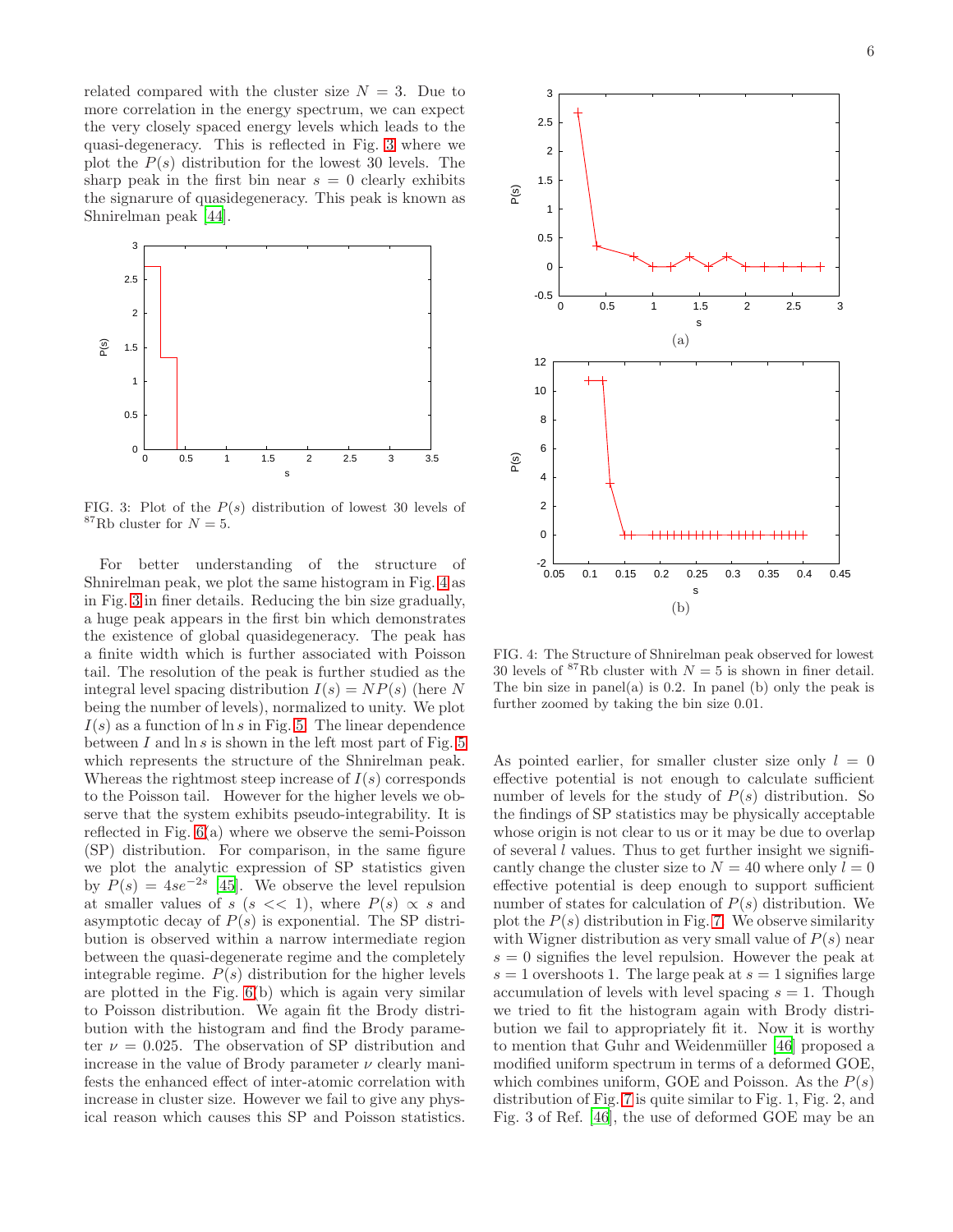related compared with the cluster size $N = 3$. Due to more correlation in the energy spectrum, we can expect the very closely spaced energy levels which leads to the quasi-degeneracy. This is reflected in Fig. 3 where we plot the $P(s)$ distribution for the lowest 30 levels. The sharp peak in the first bin near $s = 0$ clearly exhibits the signarure of quasidegeneracy. This peak is known as Shnirelman peak [44].

FIG. 3: Plot of the $P(s)$ distribution of lowest 30 levels of $^{87}$Rb cluster for $N = 5$.

For better understanding of the structure of Shnirelman peak, we plot the same histogram in Fig. 4 as in Fig. 3 in finer details. Reducing the bin size gradually, a huge peak appears in the first bin which demonstrates the existence of global quasidegeneracy. The peak has a finite width which is further associated with Poisson tail. The resolution of the peak is further studied as the integral level spacing distribution $I(s) = NP(s)$ (here $N$ being the number of levels), normalized to unity. We plot $I(s)$ as a function of $\ln s$ in Fig. 5. The linear dependence between $I$ and $\ln s$ is shown in the left most part of Fig. 5 which represents the structure of the Shnirelman peak. Whereas the rightmost steep increase of $I(s)$ corresponds to the Poisson tail. However for the higher levels we observe that the system exhibits pseudo-integrability. It is reflected in Fig. 6(a) where we observe the semi-Poisson (SP) distribution. For comparison, in the same figure we plot the analytic expression of SP statistics given by $P(s) = 4se^{-2s}$ [45]. We observe the level repulsion at smaller values of $s$ ($s << 1$), where $P(s) \propto s$ and asymptotic decay of $P(s)$ is exponential. The SP distribution is observed within a narrow intermediate region between the quasi-degenerate regime and the completely integrable regime. $P(s)$ distribution for the higher levels are plotted in the Fig. 6(b) which is again very similar to Poisson distribution. We again fit the Brody distribution with the histogram and find the Brody parameter $\nu = 0.025$. The observation of SP distribution and increase in the value of Brody parameter $\nu$ clearly manifests the enhanced effect of inter-atomic correlation with increase in cluster size. However we fail to give any physical reason which causes this SP and Poisson statistics.

(a)

(b)

FIG. 4: The Structure of Shnirelman peak observed for lowest 30 levels of $^{87}$Rb cluster with $N = 5$ is shown in finer detail. The bin size in panel(a) is 0.2. In panel (b) only the peak is further zoomed by taking the bin size 0.01.

As pointed earlier, for smaller cluster size only $l = 0$ effective potential is not enough to calculate sufficient number of levels for the study of $P(s)$ distribution. So the findings of SP statistics may be physically acceptable whose origin is not clear to us or it may be due to overlap of several $l$ values. Thus to get further insight we significantly change the cluster size to $N = 40$ where only $l = 0$ effective potential is deep enough to support sufficient number of states for calculation of $P(s)$ distribution. We plot the $P(s)$ distribution in Fig. 7. We observe similarity with Wigner distribution as very small value of $P(s)$ near $s = 0$ signifies the level repulsion. However the peak at $s = 1$ overshoots 1. The large peak at $s = 1$ signifies large accumulation of levels with level spacing $s = 1$. Though we tried to fit the histogram again with Brody distribution we fail to appropriately fit it. Now it is worthy to mention that Guhr and Weidenmüller [46] proposed a modified uniform spectrum in terms of a deformed GOE, which combines uniform, GOE and Poisson. As the $P(s)$ distribution of Fig. 7 is quite similar to Fig. 1, Fig. 2, and Fig. 3 of Ref. [46], the use of deformed GOE may be an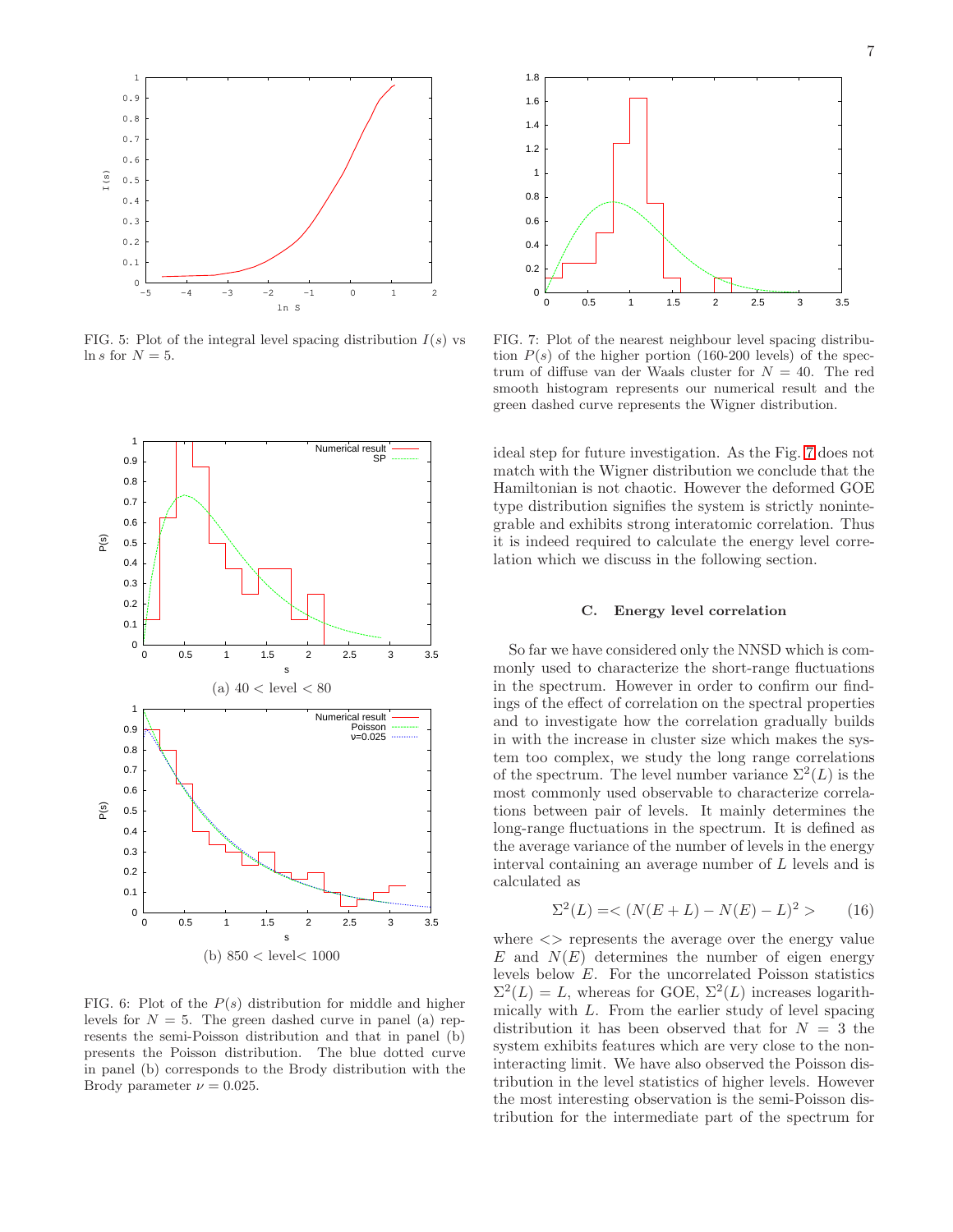FIG. 5: Plot of the integral level spacing distribution $I(s)$ vs $\ln s$ for $N = 5$.

(a) $40 <$ level $< 80$

(b) $850 <$ level $< 1000$

FIG. 6: Plot of the $P(s)$ distribution for middle and higher levels for $N = 5$. The green dashed curve in panel (a) represents the semi-Poisson distribution and that in panel (b) presents the Poisson distribution. The blue dotted curve in panel (b) corresponds to the Brody distribution with the Brody parameter $\nu = 0.025$.

FIG. 7: Plot of the nearest neighbour level spacing distribution $P(s)$ of the higher portion (160-200 levels) of the spectrum of diffuse van der Waals cluster for $N = 40$. The red smooth histogram represents our numerical result and the green dashed curve represents the Wigner distribution.

ideal step for future investigation. As the Fig. 7 does not match with the Wigner distribution we conclude that the Hamiltonian is not chaotic. However the deformed GOE type distribution signifies the system is strictly nonintegrable and exhibits strong interatomic correlation. Thus it is indeed required to calculate the energy level correlation which we discuss in the following section.

### C. Energy level correlation

So far we have considered only the NNSD which is commonly used to characterize the short-range fluctuations in the spectrum. However in order to confirm our findings of the effect of correlation on the spectral properties and to investigate how the correlation gradually builds in with the increase in cluster size which makes the system too complex, we study the long range correlations of the spectrum. The level number variance $\Sigma^2(L)$ is the most commonly used observable to characterize correlations between pair of levels. It mainly determines the long-range fluctuations in the spectrum. It is defined as the average variance of the number of levels in the energy interval containing an average number of $L$ levels and is calculated as

$$\Sigma^2(L) = < (N(E + L) - N(E) - L)^2 > \qquad (16)$$

where $<>$ represents the average over the energy value $E$ and $N(E)$ determines the number of eigen energy levels below $E$. For the uncorrelated Poisson statistics $\Sigma^2(L) = L$, whereas for GOE, $\Sigma^2(L)$ increases logarithmically with $L$. From the earlier study of level spacing distribution it has been observed that for $N = 3$ the system exhibits features which are very close to the noninteracting limit. We have also observed the Poisson distribution in the level statistics of higher levels. However the most interesting observation is the semi-Poisson distribution for the intermediate part of the spectrum for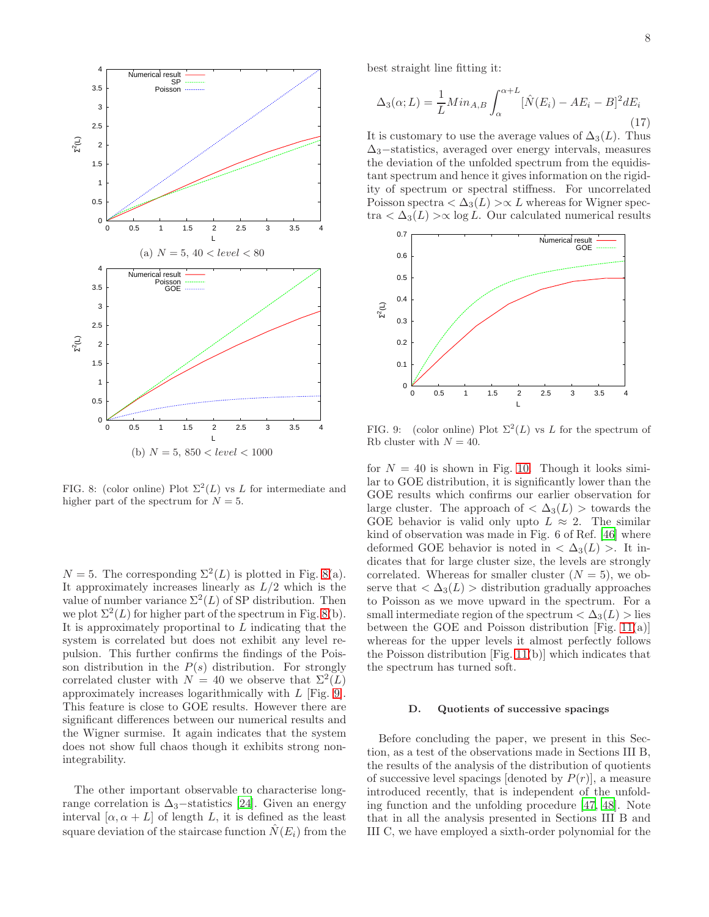(a) $N = 5$, $40 < level < 80$

(b) $N = 5$, $850 < level < 1000$

FIG. 8: (color online) Plot $\Sigma^2(L)$ vs $L$ for intermediate and higher part of the spectrum for $N = 5$.

$N = 5$. The corresponding $\Sigma^2(L)$ is plotted in Fig. 8(a). It approximately increases linearly as $L/2$ which is the value of number variance $\Sigma^2(L)$ of SP distribution. Then we plot $\Sigma^2(L)$ for higher part of the spectrum in Fig. 8(b). It is approximately proportinal to $L$ indicating that the system is correlated but does not exhibit any level repulsion. This further confirms the findings of the Poisson distribution in the $P(s)$ distribution. For strongly correlated cluster with $N = 40$ we observe that $\Sigma^2(L)$ approximately increases logarithmically with $L$ [Fig. 9]. This feature is close to GOE results. However there are significant differences between our numerical results and the Wigner surmise. It again indicates that the system does not show full chaos though it exhibits strong non-integrability.

The other important observable to characterise long-range correlation is $\Delta_3-$statistics [24]. Given an energy interval $[\alpha, \alpha + L]$ of length $L$, it is defined as the least square deviation of the staircase function $\hat{N}(E_i)$ from the best straight line fitting it:

$$\Delta_3(\alpha; L) = \frac{1}{L} Min_{A,B} \int_{\alpha}^{\alpha+L} [\hat{N}(E_i) - AE_i - B]^2 dE_i \tag{17}$$

It is customary to use the average values of $\Delta_3(L)$. Thus $\Delta_3-$statistics, averaged over energy intervals, measures the deviation of the unfolded spectrum from the equidistant spectrum and hence it gives information on the rigidity of spectrum or spectral stiffness. For uncorrelated Poisson spectra $< \Delta_3(L) > \propto L$ whereas for Wigner spectra $< \Delta_3(L) > \propto \log L$. Our calculated numerical results

FIG. 9: (color online) Plot $\Sigma^2(L)$ vs $L$ for the spectrum of Rb cluster with $N = 40$.

for $N = 40$ is shown in Fig. 10. Though it looks similar to GOE distribution, it is significantly lower than the GOE results which confirms our earlier observation for large cluster. The approach of $< \Delta_3(L) >$ towards the GOE behavior is valid only upto $L \approx 2$. The similar kind of observation was made in Fig. 6 of Ref. [46] where deformed GOE behavior is noted in $< \Delta_3(L) >$. It indicates that for large cluster size, the levels are strongly correlated. Whereas for smaller cluster ($N = 5$), we observe that $< \Delta_3(L) >$ distribution gradually approaches to Poisson as we move upward in the spectrum. For a small intermediate region of the spectrum $< \Delta_3(L) >$ lies between the GOE and Poisson distribution [Fig. 11(a)] whereas for the upper levels it almost perfectly follows the Poisson distribution [Fig. 11(b)] which indicates that the spectrum has turned soft.

### D. Quotients of successive spacings

Before concluding the paper, we present in this Section, as a test of the observations made in Sections III B, the results of the analysis of the distribution of quotients of successive level spacings [denoted by $P(r)$], a measure introduced recently, that is independent of the unfolding function and the unfolding procedure [47, 48]. Note that in all the analysis presented in Sections III B and III C, we have employed a sixth-order polynomial for the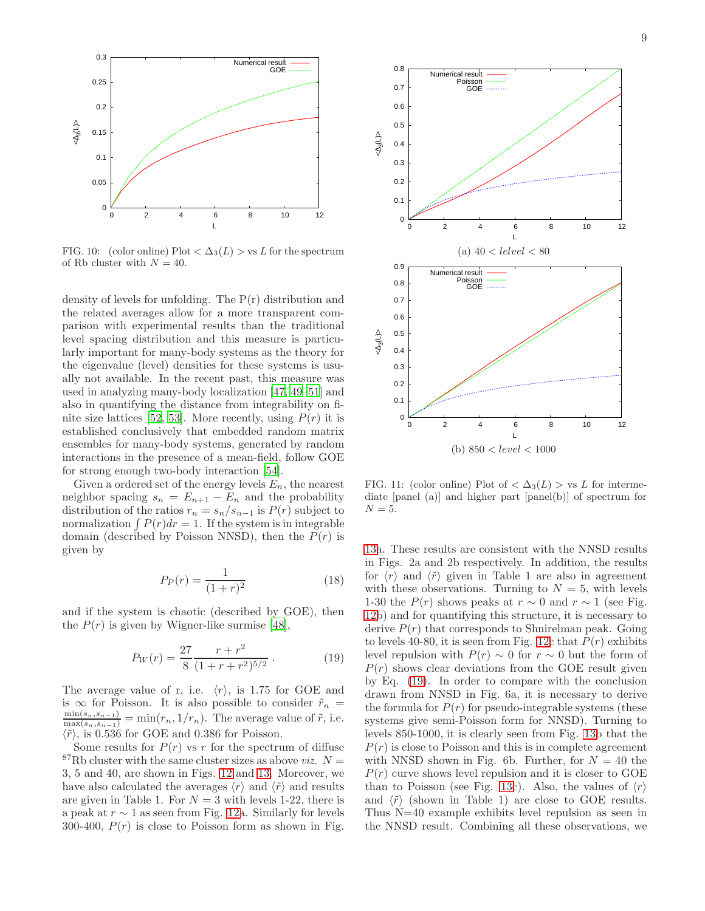FIG. 10: (color online) Plot $< \Delta_3(L) >$ vs $L$ for the spectrum of Rb cluster with $N = 40$.

density of levels for unfolding. The P(r) distribution and the related averages allow for a more transparent comparison with experimental results than the traditional level spacing distribution and this measure is particularly important for many-body systems as the theory for the eigenvalue (level) densities for these systems is usually not available. In the recent past, this measure was used in analyzing many-body localization [47, 49–51] and also in quantifying the distance from integrability on finite size lattices [52, 53]. More recently, using $P(r)$ it is established conclusively that embedded random matrix ensembles for many-body systems, generated by random interactions in the presence of a mean-field, follow GOE for strong enough two-body interaction [54].

Given a ordered set of the energy levels $E_n$, the nearest neighbor spacing $s_n = E_{n+1} - E_n$ and the probability distribution of the ratios $r_n = s_n/s_{n-1}$ is $P(r)$ subject to normalization $\int P(r)dr = 1$. If the system is in integrable domain (described by Poisson NNSD), then the $P(r)$ is given by

$$P_P(r) = \frac{1}{(1+r)^2} \tag{18}$$

and if the system is chaotic (described by GOE), then the $P(r)$ is given by Wigner-like surmise [48],

$$P_W(r) = \frac{27}{8} \frac{r + r^2}{(1 + r + r^2)^{5/2}} \, . \tag{19}$$

The average value of r, i.e. $\langle r \rangle$, is 1.75 for GOE and is $\infty$ for Poisson. It is also possible to consider $\tilde{r}_n = \frac{\min(s_n, s_{n-1})}{\max(s_n, s_{n-1})} = \min(r_n, 1/r_n)$. The average value of $\tilde{r}$, i.e. $\langle \tilde{r} \rangle$, is 0.536 for GOE and 0.386 for Poisson.

Some results for $P(r)$ vs $r$ for the spectrum of diffuse $^{87}$Rb cluster with the same cluster sizes as above *viz.* $N = 3$, 5 and 40, are shown in Figs. 12 and 13. Moreover, we have also calculated the averages $\langle r \rangle$ and $\langle \tilde{r} \rangle$ and results are given in Table 1. For $N = 3$ with levels 1-22, there is a peak at $r \sim 1$ as seen from Fig. 12a. Similarly for levels 300-400, $P(r)$ is close to Poisson form as shown in Fig. 13a. These results are consistent with the NNSD results in Figs. 2a and 2b respectively. In addition, the results for $\langle r \rangle$ and $\langle \tilde{r} \rangle$ given in Table 1 are also in agreement with these observations. Turning to $N = 5$, with levels 1-30 the $P(r)$ shows peaks at $r \sim 0$ and $r \sim 1$ (see Fig. 12b) and for quantifying this structure, it is necessary to derive $P(r)$ that corresponds to Shnirelman peak. Going to levels 40-80, it is seen from Fig. 12c that $P(r)$ exhibits level repulsion with $P(r) \sim 0$ for $r \sim 0$ but the form of $P(r)$ shows clear deviations from the GOE result given by Eq. (19). In order to compare with the conclusion drawn from NNSD in Fig. 6a, it is necessary to derive the formula for $P(r)$ for pseudo-integrable systems (these systems give semi-Poisson form for NNSD). Turning to levels 850-1000, it is clearly seen from Fig. 13b that the $P(r)$ is close to Poisson and this is in complete agreement with NNSD shown in Fig. 6b. Further, for $N = 40$ the $P(r)$ curve shows level repulsion and it is closer to GOE than to Poisson (see Fig. 13c). Also, the values of $\langle r \rangle$ and $\langle \tilde{r} \rangle$ (shown in Table 1) are close to GOE results. Thus N=40 example exhibits level repulsion as seen in the NNSD result. Combining all these observations, we

(a) $40 < lelvel < 80$

(b) $850 < level < 1000$

FIG. 11: (color online) Plot of $< \Delta_3(L) >$ vs $L$ for intermediate [panel (a)] and higher part [panel(b)] of spectrum for $N = 5$.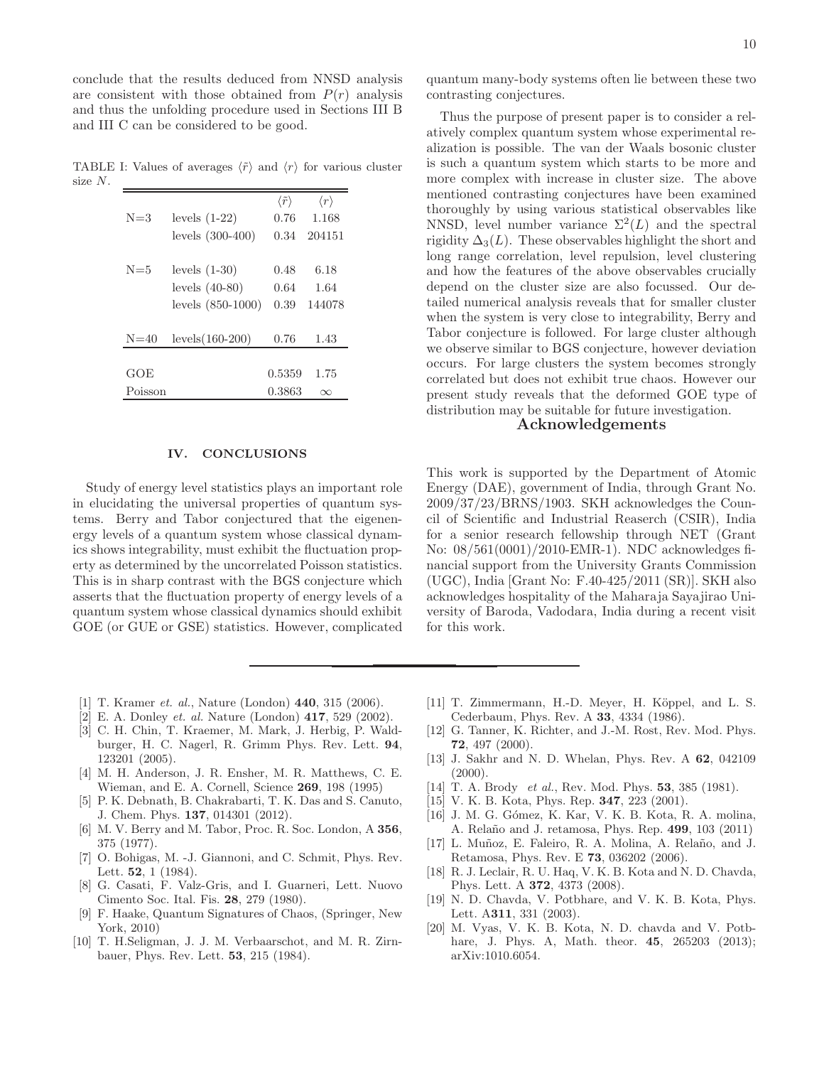conclude that the results deduced from NNSD analysis are consistent with those obtained from $P(r)$ analysis and thus the unfolding procedure used in Sections III B and III C can be considered to be good.

TABLE I: Values of averages $\langle \tilde{r} \rangle$ and $\langle r \rangle$ for various cluster size $N$.

| | | $\langle \tilde{r} \rangle$ | $\langle r \rangle$ |
|---|---|---|---|
| N=3 | levels (1-22) | 0.76 | 1.168 |
| | levels (300-400) | 0.34 | 204151 |
| N=5 | levels (1-30) | 0.48 | 6.18 |
| | levels (40-80) | 0.64 | 1.64 |
| | levels (850-1000) | 0.39 | 144078 |
| N=40 | levels(160-200) | 0.76 | 1.43 |
| GOE | | 0.5359 | 1.75 |
| Poisson | | 0.3863 | $\infty$ |

## IV. CONCLUSIONS

Study of energy level statistics plays an important role in elucidating the universal properties of quantum systems. Berry and Tabor conjectured that the eigenenergy levels of a quantum system whose classical dynamics shows integrability, must exhibit the fluctuation property as determined by the uncorrelated Poisson statistics. This is in sharp contrast with the BGS conjecture which asserts that the fluctuation property of energy levels of a quantum system whose classical dynamics should exhibit GOE (or GUE or GSE) statistics. However, complicated quantum many-body systems often lie between these two contrasting conjectures.

Thus the purpose of present paper is to consider a relatively complex quantum system whose experimental realization is possible. The van der Waals bosonic cluster is such a quantum system which starts to be more and more complex with increase in cluster size. The above mentioned contrasting conjectures have been examined thoroughly by using various statistical observables like NNSD, level number variance $\Sigma^2(L)$ and the spectral rigidity $\Delta_3(L)$. These observables highlight the short and long range correlation, level repulsion, level clustering and how the features of the above observables crucially depend on the cluster size are also focussed. Our detailed numerical analysis reveals that for smaller cluster when the system is very close to integrability, Berry and Tabor conjecture is followed. For large cluster although we observe similar to BGS conjecture, however deviation occurs. For large clusters the system becomes strongly correlated but does not exhibit true chaos. However our present study reveals that the deformed GOE type of distribution may be suitable for future investigation.

## Acknowledgements

This work is supported by the Department of Atomic Energy (DAE), government of India, through Grant No. 2009/37/23/BRNS/1903. SKH acknowledges the Council of Scientific and Industrial Reaserch (CSIR), India for a senior research fellowship through NET (Grant No: 08/561(0001)/2010-EMR-1). NDC acknowledges financial support from the University Grants Commission (UGC), India [Grant No: F.40-425/2011 (SR)]. SKH also acknowledges hospitality of the Maharaja Sayajirao University of Baroda, Vadodara, India during a recent visit for this work.

---

[1] T. Kramer *et. al.*, Nature (London) **440**, 315 (2006).

[2] E. A. Donley *et. al.* Nature (London) **417**, 529 (2002).

[3] C. H. Chin, T. Kraemer, M. Mark, J. Herbig, P. Waldburger, H. C. Nagerl, R. Grimm Phys. Rev. Lett. **94**, 123201 (2005).

[4] M. H. Anderson, J. R. Ensher, M. R. Matthews, C. E. Wieman, and E. A. Cornell, Science **269**, 198 (1995)

[5] P. K. Debnath, B. Chakrabarti, T. K. Das and S. Canuto, J. Chem. Phys. **137**, 014301 (2012).

[6] M. V. Berry and M. Tabor, Proc. R. Soc. London, A **356**, 375 (1977).

[7] O. Bohigas, M. -J. Giannoni, and C. Schmit, Phys. Rev. Lett. **52**, 1 (1984).

[8] G. Casati, F. Valz-Gris, and I. Guarneri, Lett. Nuovo Cimento Soc. Ital. Fis. **28**, 279 (1980).

[9] F. Haake, Quantum Signatures of Chaos, (Springer, New York, 2010)

[10] T. H.Seligman, J. J. M. Verbaarschot, and M. R. Zirnbauer, Phys. Rev. Lett. **53**, 215 (1984).

[11] T. Zimmermann, H.-D. Meyer, H. Köppel, and L. S. Cederbaum, Phys. Rev. A **33**, 4334 (1986).

[12] G. Tanner, K. Richter, and J.-M. Rost, Rev. Mod. Phys. **72**, 497 (2000).

[13] J. Sakhr and N. D. Whelan, Phys. Rev. A **62**, 042109 (2000).

[14] T. A. Brody *et al.*, Rev. Mod. Phys. **53**, 385 (1981).

[15] V. K. B. Kota, Phys. Rep. **347**, 223 (2001).

[16] J. M. G. Gómez, K. Kar, V. K. B. Kota, R. A. molina, A. Relaño and J. retamosa, Phys. Rep. **499**, 103 (2011)

[17] L. Muñoz, E. Faleiro, R. A. Molina, A. Relaño, and J. Retamosa, Phys. Rev. E **73**, 036202 (2006).

[18] R. J. Leclair, R. U. Haq, V. K. B. Kota and N. D. Chavda, Phys. Lett. A **372**, 4373 (2008).

[19] N. D. Chavda, V. Potbhare, and V. K. B. Kota, Phys. Lett. A**311**, 331 (2003).

[20] M. Vyas, V. K. B. Kota, N. D. chavda and V. Potbhare, J. Phys. A, Math. theor. **45**, 265203 (2013); arXiv:1010.6054.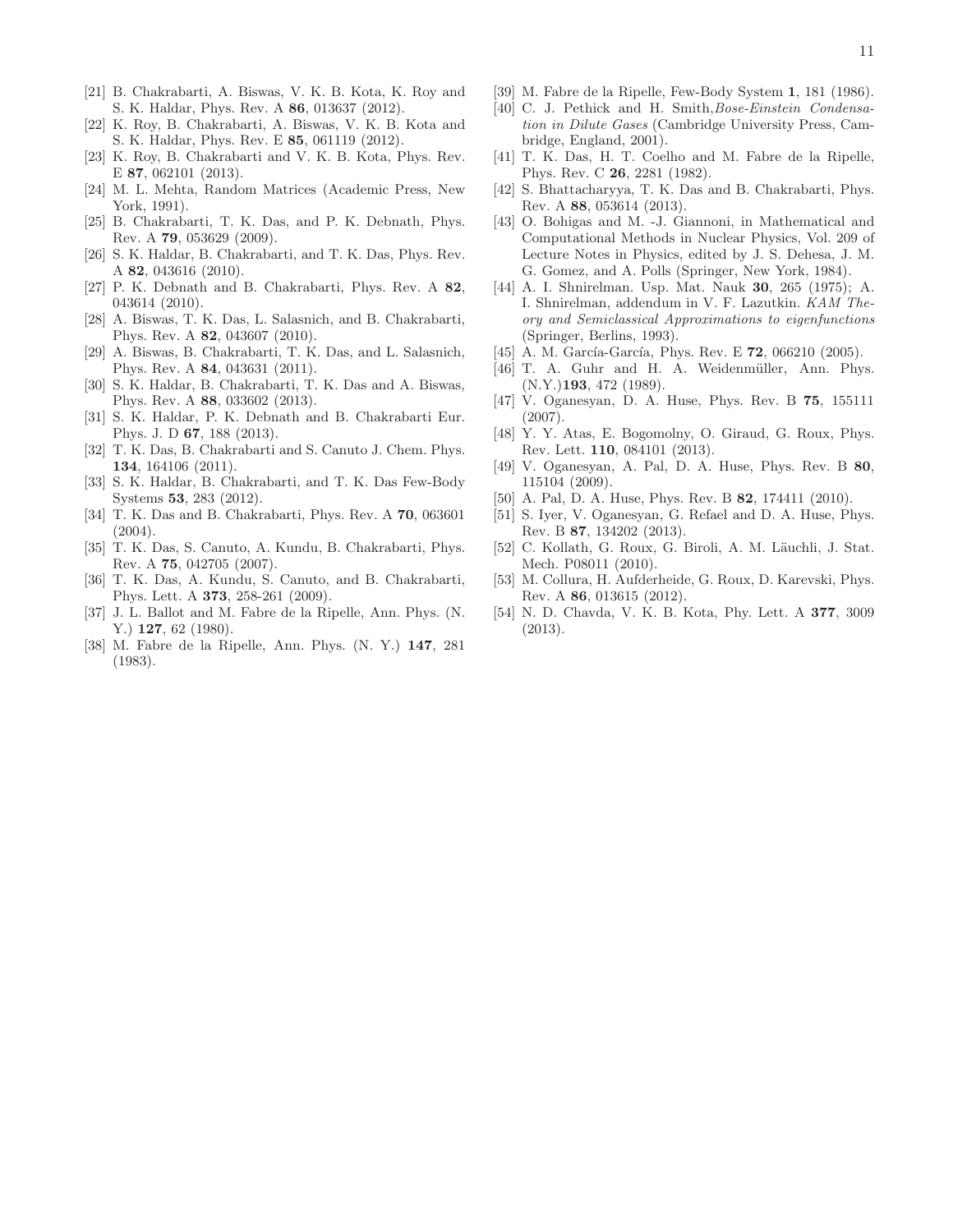[21] B. Chakrabarti, A. Biswas, V. K. B. Kota, K. Roy and S. K. Haldar, Phys. Rev. A **86**, 013637 (2012).

[22] K. Roy, B. Chakrabarti, A. Biswas, V. K. B. Kota and S. K. Haldar, Phys. Rev. E **85**, 061119 (2012).

[23] K. Roy, B. Chakrabarti and V. K. B. Kota, Phys. Rev. E **87**, 062101 (2013).

[24] M. L. Mehta, Random Matrices (Academic Press, New York, 1991).

[25] B. Chakrabarti, T. K. Das, and P. K. Debnath, Phys. Rev. A **79**, 053629 (2009).

[26] S. K. Haldar, B. Chakrabarti, and T. K. Das, Phys. Rev. A **82**, 043616 (2010).

[27] P. K. Debnath and B. Chakrabarti, Phys. Rev. A **82**, 043614 (2010).

[28] A. Biswas, T. K. Das, L. Salasnich, and B. Chakrabarti, Phys. Rev. A **82**, 043607 (2010).

[29] A. Biswas, B. Chakrabarti, T. K. Das, and L. Salasnich, Phys. Rev. A **84**, 043631 (2011).

[30] S. K. Haldar, B. Chakrabarti, T. K. Das and A. Biswas, Phys. Rev. A **88**, 033602 (2013).

[31] S. K. Haldar, P. K. Debnath and B. Chakrabarti Eur. Phys. J. D **67**, 188 (2013).

[32] T. K. Das, B. Chakrabarti and S. Canuto J. Chem. Phys. **134**, 164106 (2011).

[33] S. K. Haldar, B. Chakrabarti, and T. K. Das Few-Body Systems **53**, 283 (2012).

[34] T. K. Das and B. Chakrabarti, Phys. Rev. A **70**, 063601 (2004).

[35] T. K. Das, S. Canuto, A. Kundu, B. Chakrabarti, Phys. Rev. A **75**, 042705 (2007).

[36] T. K. Das, A. Kundu, S. Canuto, and B. Chakrabarti, Phys. Lett. A **373**, 258-261 (2009).

[37] J. L. Ballot and M. Fabre de la Ripelle, Ann. Phys. (N. Y.) **127**, 62 (1980).

[38] M. Fabre de la Ripelle, Ann. Phys. (N. Y.) **147**, 281 (1983).

[39] M. Fabre de la Ripelle, Few-Body System **1**, 181 (1986).

[40] C. J. Pethick and H. Smith,*Bose-Einstein Condensation in Dilute Gases* (Cambridge University Press, Cambridge, England, 2001).

[41] T. K. Das, H. T. Coelho and M. Fabre de la Ripelle, Phys. Rev. C **26**, 2281 (1982).

[42] S. Bhattacharyya, T. K. Das and B. Chakrabarti, Phys. Rev. A **88**, 053614 (2013).

[43] O. Bohigas and M. -J. Giannoni, in Mathematical and Computational Methods in Nuclear Physics, Vol. 209 of Lecture Notes in Physics, edited by J. S. Dehesa, J. M. G. Gomez, and A. Polls (Springer, New York, 1984).

[44] A. I. Shnirelman. Usp. Mat. Nauk **30**, 265 (1975); A. I. Shnirelman, addendum in V. F. Lazutkin. *KAM Theory and Semiclassical Approximations to eigenfunctions* (Springer, Berlins, 1993).

[45] A. M. García-García, Phys. Rev. E **72**, 066210 (2005).

[46] T. A. Guhr and H. A. Weidenmüller, Ann. Phys. (N.Y.)**193**, 472 (1989).

[47] V. Oganesyan, D. A. Huse, Phys. Rev. B **75**, 155111 (2007).

[48] Y. Y. Atas, E. Bogomolny, O. Giraud, G. Roux, Phys. Rev. Lett. **110**, 084101 (2013).

[49] V. Oganesyan, A. Pal, D. A. Huse, Phys. Rev. B **80**, 115104 (2009).

[50] A. Pal, D. A. Huse, Phys. Rev. B **82**, 174411 (2010).

[51] S. Iyer, V. Oganesyan, G. Refael and D. A. Huse, Phys. Rev. B **87**, 134202 (2013).

[52] C. Kollath, G. Roux, G. Biroli, A. M. Läuchli, J. Stat. Mech. P08011 (2010).

[53] M. Collura, H. Aufderheide, G. Roux, D. Karevski, Phys. Rev. A **86**, 013615 (2012).

[54] N. D. Chavda, V. K. B. Kota, Phy. Lett. A **377**, 3009 (2013).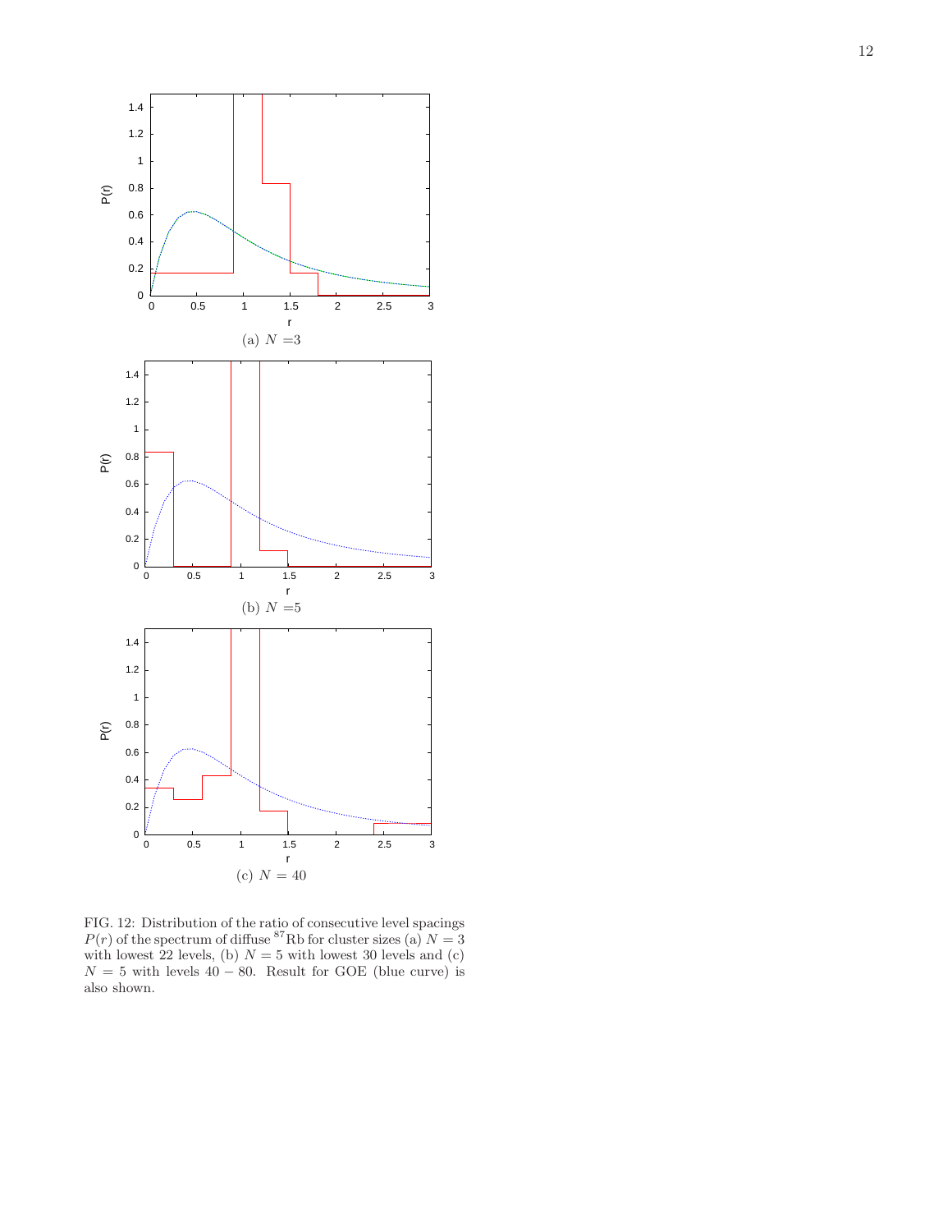(a) $N$ =3

(b) $N$ =5

(c) $N$ = 40

FIG. 12: Distribution of the ratio of consecutive level spacings $P(r)$ of the spectrum of diffuse $^{87}$Rb for cluster sizes (a) $N = 3$ with lowest 22 levels, (b) $N = 5$ with lowest 30 levels and (c) $N = 5$ with levels $40 - 80$. Result for GOE (blue curve) is also shown.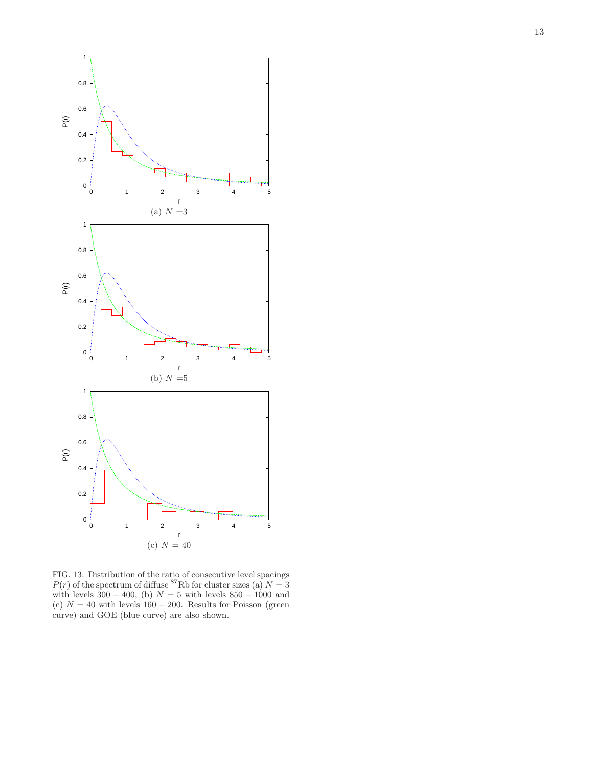P(r)

r

(a) $N$ =3

P(r)

r

(b) $N$ =5

P(r)

r

(c) $N$ = 40

FIG. 13: Distribution of the ratio of consecutive level spacings $P(r)$ of the spectrum of diffuse $^{87}$Rb for cluster sizes (a) $N = 3$ with levels $300 - 400$, (b) $N = 5$ with levels $850 - 1000$ and (c) $N = 40$ with levels $160 - 200$. Results for Poisson (green curve) and GOE (blue curve) are also shown.